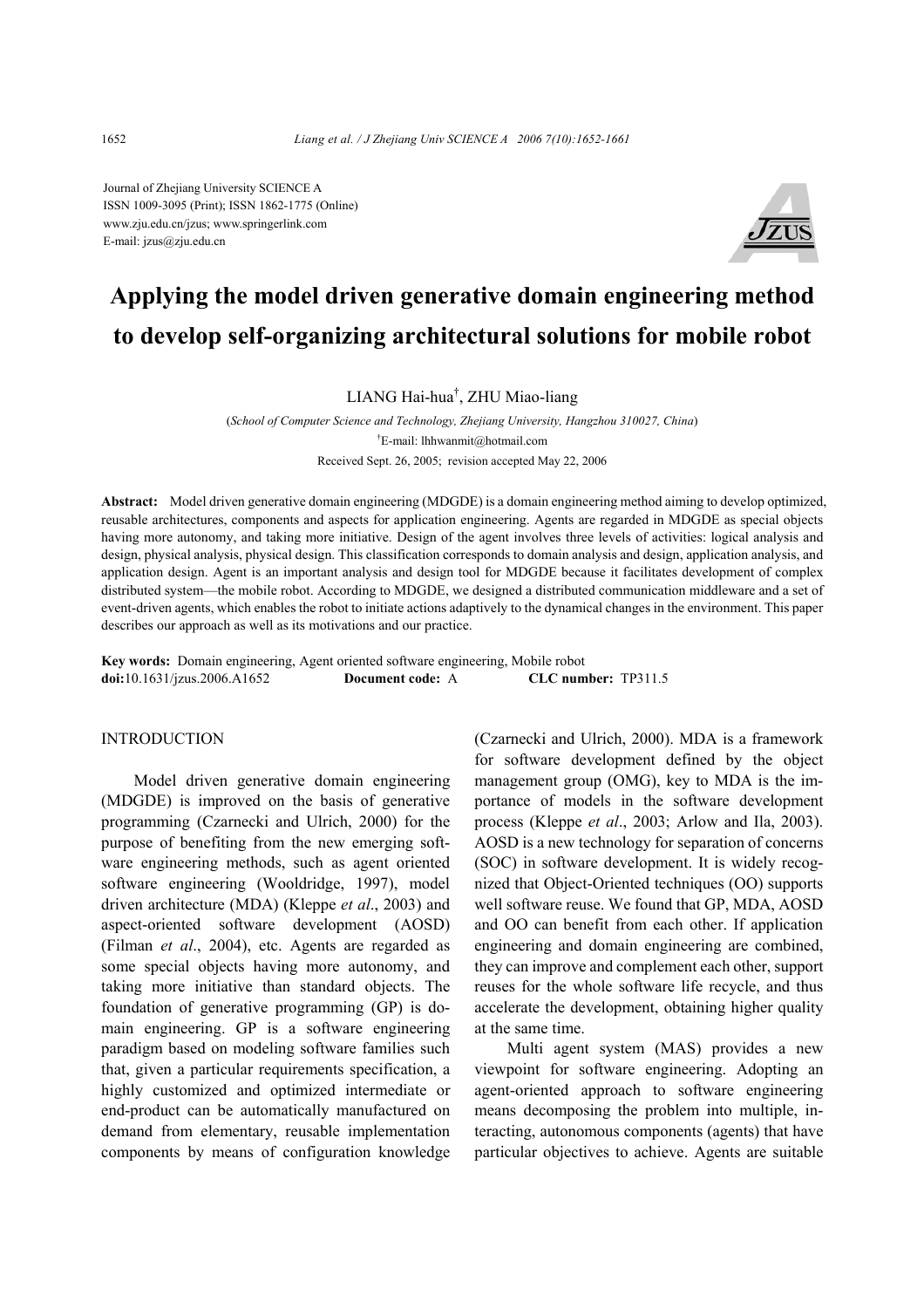Journal of Zhejiang University SCIENCE A
ISSN 1009-3095 (Print); ISSN 1862-1775 (Online)
www.zju.edu.cn/jzus; www.springerlink.com
E-mail: jzus@zju.edu.cn

# Applying the model driven generative domain engineering method to develop self-organizing architectural solutions for mobile robot

LIANG Hai-hua[†], ZHU Miao-liang

(*School of Computer Science and Technology, Zhejiang University, Hangzhou 310027, China*)

[†]E-mail: lhhwanmit@hotmail.com

Received Sept. 26, 2005; revision accepted May 22, 2006

**Abstract:** Model driven generative domain engineering (MDGDE) is a domain engineering method aiming to develop optimized, reusable architectures, components and aspects for application engineering. Agents are regarded in MDGDE as special objects having more autonomy, and taking more initiative. Design of the agent involves three levels of activities: logical analysis and design, physical analysis, physical design. This classification corresponds to domain analysis and design, application analysis, and application design. Agent is an important analysis and design tool for MDGDE because it facilitates development of complex distributed system—the mobile robot. According to MDGDE, we designed a distributed communication middleware and a set of event-driven agents, which enables the robot to initiate actions adaptively to the dynamical changes in the environment. This paper describes our approach as well as its motivations and our practice.

**Key words:** Domain engineering, Agent oriented software engineering, Mobile robot
**doi:**10.1631/jzus.2006.A1652 **Document code:** A **CLC number:** TP311.5

## INTRODUCTION

Model driven generative domain engineering (MDGDE) is improved on the basis of generative programming (Czarnecki and Ulrich, 2000) for the purpose of benefiting from the new emerging software engineering methods, such as agent oriented software engineering (Wooldridge, 1997), model driven architecture (MDA) (Kleppe *et al*., 2003) and aspect-oriented software development (AOSD) (Filman *et al*., 2004), etc. Agents are regarded as some special objects having more autonomy, and taking more initiative than standard objects. The foundation of generative programming (GP) is domain engineering. GP is a software engineering paradigm based on modeling software families such that, given a particular requirements specification, a highly customized and optimized intermediate or end-product can be automatically manufactured on demand from elementary, reusable implementation components by means of configuration knowledge (Czarnecki and Ulrich, 2000). MDA is a framework for software development defined by the object management group (OMG), key to MDA is the importance of models in the software development process (Kleppe *et al*., 2003; Arlow and Ila, 2003). AOSD is a new technology for separation of concerns (SOC) in software development. It is widely recognized that Object-Oriented techniques (OO) supports well software reuse. We found that GP, MDA, AOSD and OO can benefit from each other. If application engineering and domain engineering are combined, they can improve and complement each other, support reuses for the whole software life recycle, and thus accelerate the development, obtaining higher quality at the same time.

Multi agent system (MAS) provides a new viewpoint for software engineering. Adopting an agent-oriented approach to software engineering means decomposing the problem into multiple, interacting, autonomous components (agents) that have particular objectives to achieve. Agents are suitable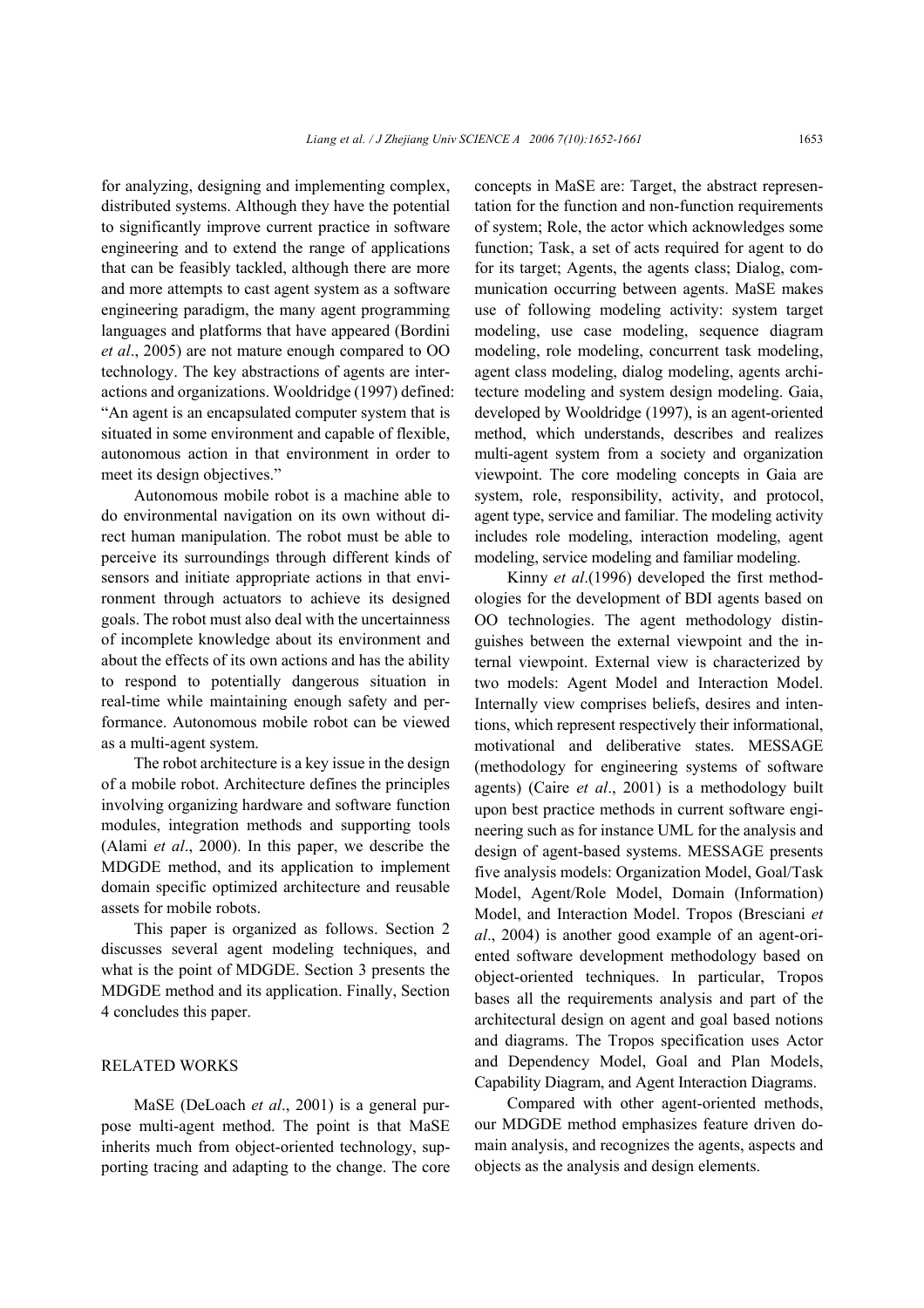for analyzing, designing and implementing complex, distributed systems. Although they have the potential to significantly improve current practice in software engineering and to extend the range of applications that can be feasibly tackled, although there are more and more attempts to cast agent system as a software engineering paradigm, the many agent programming languages and platforms that have appeared (Bordini *et al*., 2005) are not mature enough compared to OO technology. The key abstractions of agents are interactions and organizations. Wooldridge (1997) defined: "An agent is an encapsulated computer system that is situated in some environment and capable of flexible, autonomous action in that environment in order to meet its design objectives."

Autonomous mobile robot is a machine able to do environmental navigation on its own without direct human manipulation. The robot must be able to perceive its surroundings through different kinds of sensors and initiate appropriate actions in that environment through actuators to achieve its designed goals. The robot must also deal with the uncertainness of incomplete knowledge about its environment and about the effects of its own actions and has the ability to respond to potentially dangerous situation in real-time while maintaining enough safety and performance. Autonomous mobile robot can be viewed as a multi-agent system.

The robot architecture is a key issue in the design of a mobile robot. Architecture defines the principles involving organizing hardware and software function modules, integration methods and supporting tools (Alami *et al*., 2000). In this paper, we describe the MDGDE method, and its application to implement domain specific optimized architecture and reusable assets for mobile robots.

This paper is organized as follows. Section 2 discusses several agent modeling techniques, and what is the point of MDGDE. Section 3 presents the MDGDE method and its application. Finally, Section 4 concludes this paper.

## RELATED WORKS

MaSE (DeLoach *et al*., 2001) is a general purpose multi-agent method. The point is that MaSE inherits much from object-oriented technology, supporting tracing and adapting to the change. The core concepts in MaSE are: Target, the abstract representation for the function and non-function requirements of system; Role, the actor which acknowledges some function; Task, a set of acts required for agent to do for its target; Agents, the agents class; Dialog, communication occurring between agents. MaSE makes use of following modeling activity: system target modeling, use case modeling, sequence diagram modeling, role modeling, concurrent task modeling, agent class modeling, dialog modeling, agents architecture modeling and system design modeling. Gaia, developed by Wooldridge (1997), is an agent-oriented method, which understands, describes and realizes multi-agent system from a society and organization viewpoint. The core modeling concepts in Gaia are system, role, responsibility, activity, and protocol, agent type, service and familiar. The modeling activity includes role modeling, interaction modeling, agent modeling, service modeling and familiar modeling.

Kinny *et al*.(1996) developed the first methodologies for the development of BDI agents based on OO technologies. The agent methodology distinguishes between the external viewpoint and the internal viewpoint. External view is characterized by two models: Agent Model and Interaction Model. Internally view comprises beliefs, desires and intentions, which represent respectively their informational, motivational and deliberative states. MESSAGE (methodology for engineering systems of software agents) (Caire *et al*., 2001) is a methodology built upon best practice methods in current software engineering such as for instance UML for the analysis and design of agent-based systems. MESSAGE presents five analysis models: Organization Model, Goal/Task Model, Agent/Role Model, Domain (Information) Model, and Interaction Model. Tropos (Bresciani *et al*., 2004) is another good example of an agent-oriented software development methodology based on object-oriented techniques. In particular, Tropos bases all the requirements analysis and part of the architectural design on agent and goal based notions and diagrams. The Tropos specification uses Actor and Dependency Model, Goal and Plan Models, Capability Diagram, and Agent Interaction Diagrams.

Compared with other agent-oriented methods, our MDGDE method emphasizes feature driven domain analysis, and recognizes the agents, aspects and objects as the analysis and design elements.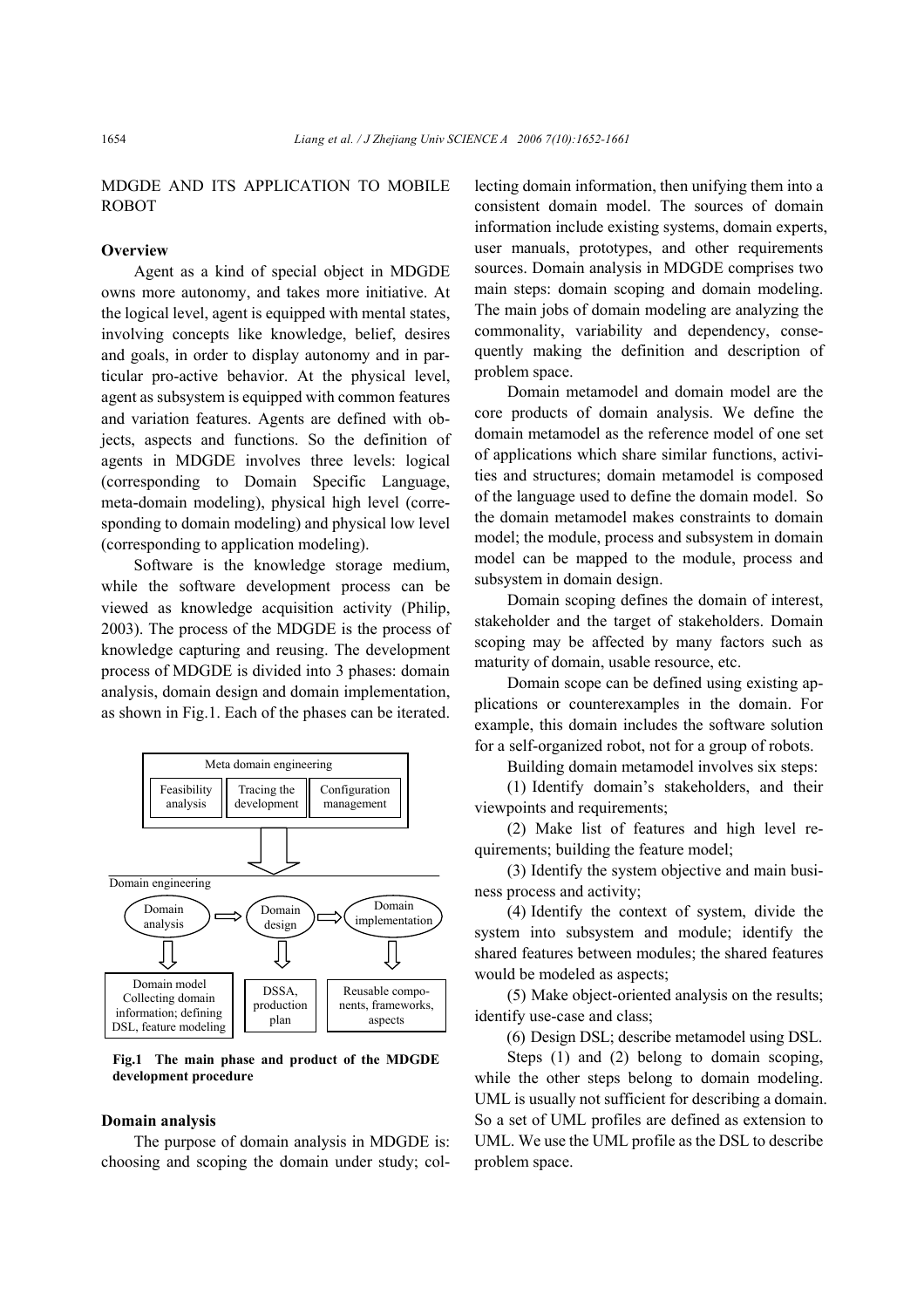## MDGDE AND ITS APPLICATION TO MOBILE ROBOT

### Overview

Agent as a kind of special object in MDGDE owns more autonomy, and takes more initiative. At the logical level, agent is equipped with mental states, involving concepts like knowledge, belief, desires and goals, in order to display autonomy and in particular pro-active behavior. At the physical level, agent as subsystem is equipped with common features and variation features. Agents are defined with objects, aspects and functions. So the definition of agents in MDGDE involves three levels: logical (corresponding to Domain Specific Language, meta-domain modeling), physical high level (corresponding to domain modeling) and physical low level (corresponding to application modeling).

Software is the knowledge storage medium, while the software development process can be viewed as knowledge acquisition activity (Philip, 2003). The process of the MDGDE is the process of knowledge capturing and reusing. The development process of MDGDE is divided into 3 phases: domain analysis, domain design and domain implementation, as shown in Fig.1. Each of the phases can be iterated.

Meta domain engineering

Feasibility analysis | Tracing the development | Configuration management

Domain engineering

Domain analysis ⟹ Domain design ⟹ Domain implementation

Domain model Collecting domain information; defining DSL, feature modeling | DSSA, production plan | Reusable components, frameworks, aspects

**Fig.1 The main phase and product of the MDGDE development procedure**

### Domain analysis

The purpose of domain analysis in MDGDE is: choosing and scoping the domain under study; collecting domain information, then unifying them into a consistent domain model. The sources of domain information include existing systems, domain experts, user manuals, prototypes, and other requirements sources. Domain analysis in MDGDE comprises two main steps: domain scoping and domain modeling. The main jobs of domain modeling are analyzing the commonality, variability and dependency, consequently making the definition and description of problem space.

Domain metamodel and domain model are the core products of domain analysis. We define the domain metamodel as the reference model of one set of applications which share similar functions, activities and structures; domain metamodel is composed of the language used to define the domain model. So the domain metamodel makes constraints to domain model; the module, process and subsystem in domain model can be mapped to the module, process and subsystem in domain design.

Domain scoping defines the domain of interest, stakeholder and the target of stakeholders. Domain scoping may be affected by many factors such as maturity of domain, usable resource, etc.

Domain scope can be defined using existing applications or counterexamples in the domain. For example, this domain includes the software solution for a self-organized robot, not for a group of robots.

Building domain metamodel involves six steps:

(1) Identify domain's stakeholders, and their viewpoints and requirements;

(2) Make list of features and high level requirements; building the feature model;

(3) Identify the system objective and main business process and activity;

(4) Identify the context of system, divide the system into subsystem and module; identify the shared features between modules; the shared features would be modeled as aspects;

(5) Make object-oriented analysis on the results; identify use-case and class;

(6) Design DSL; describe metamodel using DSL.

Steps (1) and (2) belong to domain scoping, while the other steps belong to domain modeling. UML is usually not sufficient for describing a domain. So a set of UML profiles are defined as extension to UML. We use the UML profile as the DSL to describe problem space.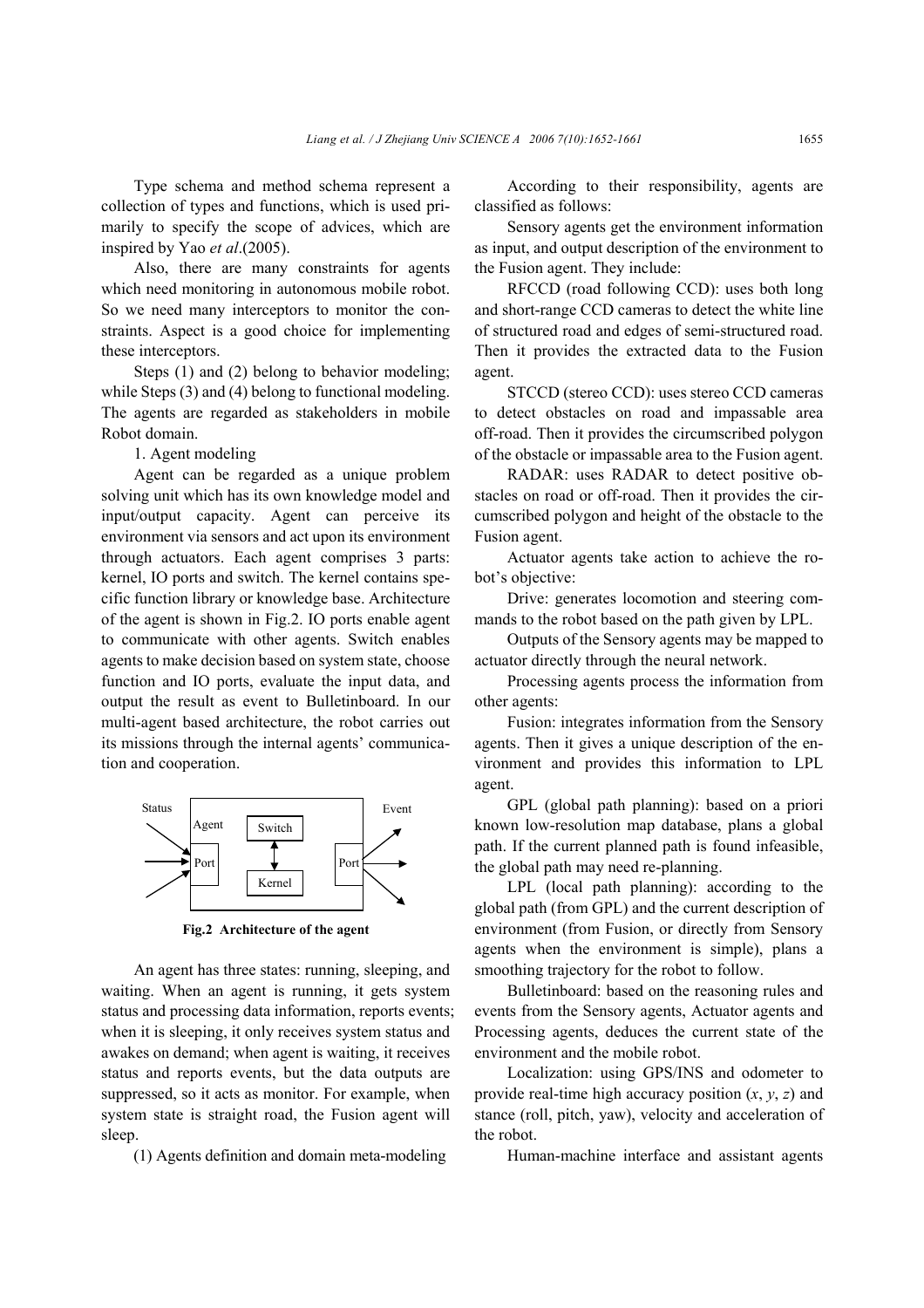Type schema and method schema represent a collection of types and functions, which is used primarily to specify the scope of advices, which are inspired by Yao *et al*.(2005).

Also, there are many constraints for agents which need monitoring in autonomous mobile robot. So we need many interceptors to monitor the constraints. Aspect is a good choice for implementing these interceptors.

Steps (1) and (2) belong to behavior modeling; while Steps (3) and (4) belong to functional modeling. The agents are regarded as stakeholders in mobile Robot domain.

1. Agent modeling

Agent can be regarded as a unique problem solving unit which has its own knowledge model and input/output capacity. Agent can perceive its environment via sensors and act upon its environment through actuators. Each agent comprises 3 parts: kernel, IO ports and switch. The kernel contains specific function library or knowledge base. Architecture of the agent is shown in Fig.2. IO ports enable agent to communicate with other agents. Switch enables agents to make decision based on system state, choose function and IO ports, evaluate the input data, and output the result as event to Bulletinboard. In our multi-agent based architecture, the robot carries out its missions through the internal agents' communication and cooperation.

Status

Agent

Switch

Port

Kernel

Port

Event

**Fig.2 Architecture of the agent**

An agent has three states: running, sleeping, and waiting. When an agent is running, it gets system status and processing data information, reports events; when it is sleeping, it only receives system status and awakes on demand; when agent is waiting, it receives status and reports events, but the data outputs are suppressed, so it acts as monitor. For example, when system state is straight road, the Fusion agent will sleep.

(1) Agents definition and domain meta-modeling

According to their responsibility, agents are classified as follows:

Sensory agents get the environment information as input, and output description of the environment to the Fusion agent. They include:

RFCCD (road following CCD): uses both long and short-range CCD cameras to detect the white line of structured road and edges of semi-structured road. Then it provides the extracted data to the Fusion agent.

STCCD (stereo CCD): uses stereo CCD cameras to detect obstacles on road and impassable area off-road. Then it provides the circumscribed polygon of the obstacle or impassable area to the Fusion agent.

RADAR: uses RADAR to detect positive obstacles on road or off-road. Then it provides the circumscribed polygon and height of the obstacle to the Fusion agent.

Actuator agents take action to achieve the robot's objective:

Drive: generates locomotion and steering commands to the robot based on the path given by LPL.

Outputs of the Sensory agents may be mapped to actuator directly through the neural network.

Processing agents process the information from other agents:

Fusion: integrates information from the Sensory agents. Then it gives a unique description of the environment and provides this information to LPL agent.

GPL (global path planning): based on a priori known low-resolution map database, plans a global path. If the current planned path is found infeasible, the global path may need re-planning.

LPL (local path planning): according to the global path (from GPL) and the current description of environment (from Fusion, or directly from Sensory agents when the environment is simple), plans a smoothing trajectory for the robot to follow.

Bulletinboard: based on the reasoning rules and events from the Sensory agents, Actuator agents and Processing agents, deduces the current state of the environment and the mobile robot.

Localization: using GPS/INS and odometer to provide real-time high accuracy position ($x$, $y$, $z$) and stance (roll, pitch, yaw), velocity and acceleration of the robot.

Human-machine interface and assistant agents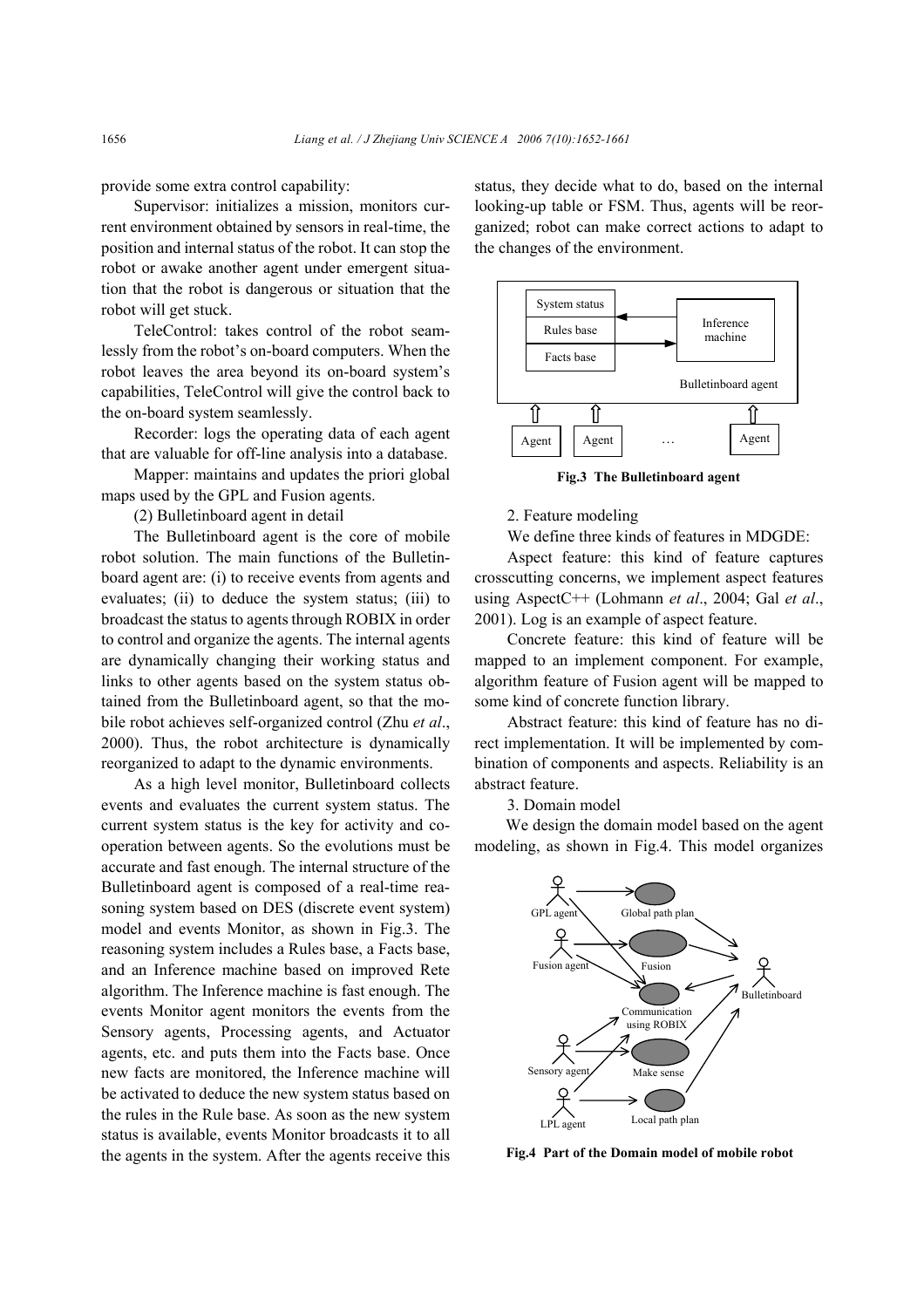provide some extra control capability:

Supervisor: initializes a mission, monitors current environment obtained by sensors in real-time, the position and internal status of the robot. It can stop the robot or awake another agent under emergent situation that the robot is dangerous or situation that the robot will get stuck.

TeleControl: takes control of the robot seamlessly from the robot's on-board computers. When the robot leaves the area beyond its on-board system's capabilities, TeleControl will give the control back to the on-board system seamlessly.

Recorder: logs the operating data of each agent that are valuable for off-line analysis into a database.

Mapper: maintains and updates the priori global maps used by the GPL and Fusion agents.

(2) Bulletinboard agent in detail

The Bulletinboard agent is the core of mobile robot solution. The main functions of the Bulletinboard agent are: (i) to receive events from agents and evaluates; (ii) to deduce the system status; (iii) to broadcast the status to agents through ROBIX in order to control and organize the agents. The internal agents are dynamically changing their working status and links to other agents based on the system status obtained from the Bulletinboard agent, so that the mobile robot achieves self-organized control (Zhu *et al*., 2000). Thus, the robot architecture is dynamically reorganized to adapt to the dynamic environments.

As a high level monitor, Bulletinboard collects events and evaluates the current system status. The current system status is the key for activity and cooperation between agents. So the evolutions must be accurate and fast enough. The internal structure of the Bulletinboard agent is composed of a real-time reasoning system based on DES (discrete event system) model and events Monitor, as shown in Fig.3. The reasoning system includes a Rules base, a Facts base, and an Inference machine based on improved Rete algorithm. The Inference machine is fast enough. The events Monitor agent monitors the events from the Sensory agents, Processing agents, and Actuator agents, etc. and puts them into the Facts base. Once new facts are monitored, the Inference machine will be activated to deduce the new system status based on the rules in the Rule base. As soon as the new system status is available, events Monitor broadcasts it to all the agents in the system. After the agents receive this status, they decide what to do, based on the internal looking-up table or FSM. Thus, agents will be reorganized; robot can make correct actions to adapt to the changes of the environment.

**Fig.3 The Bulletinboard agent**

2. Feature modeling

We define three kinds of features in MDGDE:

Aspect feature: this kind of feature captures crosscutting concerns, we implement aspect features using AspectC++ (Lohmann *et al*., 2004; Gal *et al*., 2001). Log is an example of aspect feature.

Concrete feature: this kind of feature will be mapped to an implement component. For example, algorithm feature of Fusion agent will be mapped to some kind of concrete function library.

Abstract feature: this kind of feature has no direct implementation. It will be implemented by combination of components and aspects. Reliability is an abstract feature.

3. Domain model

We design the domain model based on the agent modeling, as shown in Fig.4. This model organizes

**Fig.4 Part of the Domain model of mobile robot**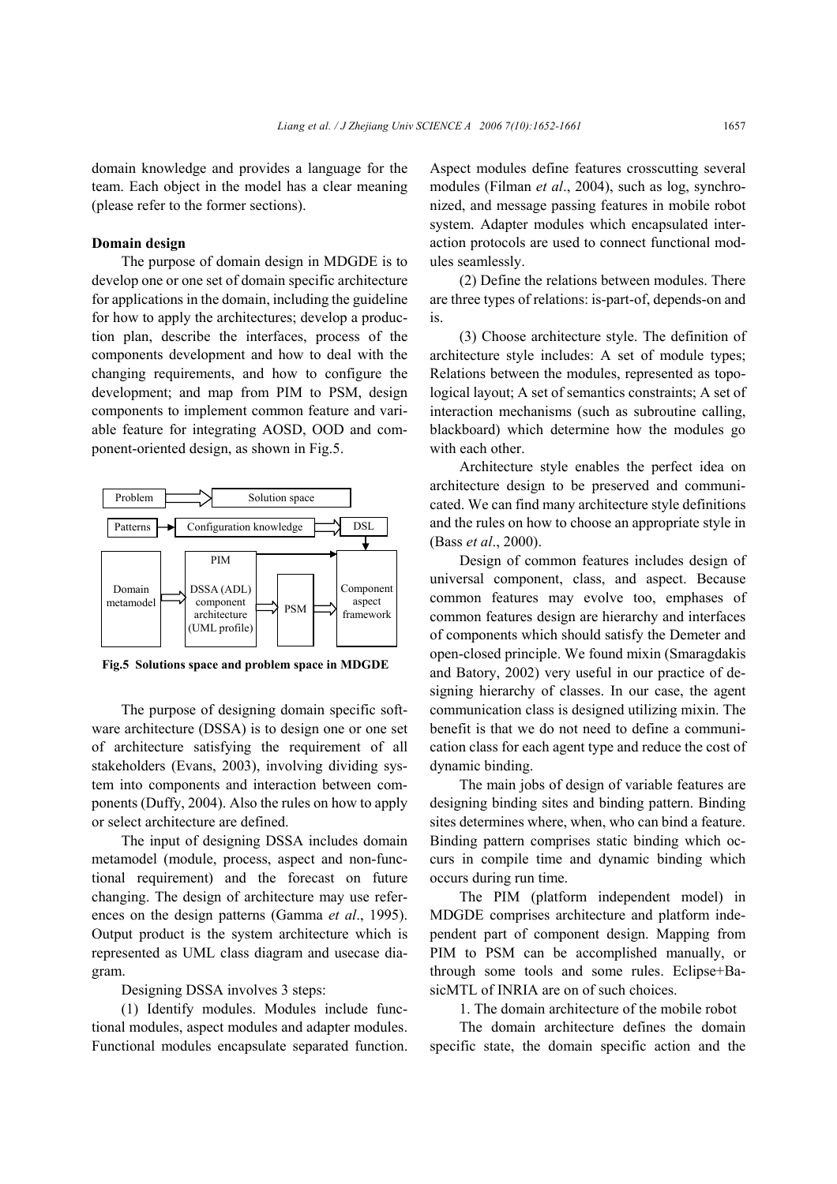domain knowledge and provides a language for the team. Each object in the model has a clear meaning (please refer to the former sections).

**Domain design**

The purpose of domain design in MDGDE is to develop one or one set of domain specific architecture for applications in the domain, including the guideline for how to apply the architectures; develop a production plan, describe the interfaces, process of the components development and how to deal with the changing requirements, and how to configure the development; and map from PIM to PSM, design components to implement common feature and variable feature for integrating AOSD, OOD and component-oriented design, as shown in Fig.5.

**Fig.5 Solutions space and problem space in MDGDE**

The purpose of designing domain specific software architecture (DSSA) is to design one or one set of architecture satisfying the requirement of all stakeholders (Evans, 2003), involving dividing system into components and interaction between components (Duffy, 2004). Also the rules on how to apply or select architecture are defined.

The input of designing DSSA includes domain metamodel (module, process, aspect and non-functional requirement) and the forecast on future changing. The design of architecture may use references on the design patterns (Gamma *et al*., 1995). Output product is the system architecture which is represented as UML class diagram and usecase diagram.

Designing DSSA involves 3 steps:

(1) Identify modules. Modules include functional modules, aspect modules and adapter modules. Functional modules encapsulate separated function. Aspect modules define features crosscutting several modules (Filman *et al*., 2004), such as log, synchronized, and message passing features in mobile robot system. Adapter modules which encapsulated interaction protocols are used to connect functional modules seamlessly.

(2) Define the relations between modules. There are three types of relations: is-part-of, depends-on and is.

(3) Choose architecture style. The definition of architecture style includes: A set of module types; Relations between the modules, represented as topological layout; A set of semantics constraints; A set of interaction mechanisms (such as subroutine calling, blackboard) which determine how the modules go with each other.

Architecture style enables the perfect idea on architecture design to be preserved and communicated. We can find many architecture style definitions and the rules on how to choose an appropriate style in (Bass *et al*., 2000).

Design of common features includes design of universal component, class, and aspect. Because common features may evolve too, emphases of common features design are hierarchy and interfaces of components which should satisfy the Demeter and open-closed principle. We found mixin (Smaragdakis and Batory, 2002) very useful in our practice of designing hierarchy of classes. In our case, the agent communication class is designed utilizing mixin. The benefit is that we do not need to define a communication class for each agent type and reduce the cost of dynamic binding.

The main jobs of design of variable features are designing binding sites and binding pattern. Binding sites determines where, when, who can bind a feature. Binding pattern comprises static binding which occurs in compile time and dynamic binding which occurs during run time.

The PIM (platform independent model) in MDGDE comprises architecture and platform independent part of component design. Mapping from PIM to PSM can be accomplished manually, or through some tools and some rules. Eclipse+BasicMTL of INRIA are on of such choices.

1. The domain architecture of the mobile robot

The domain architecture defines the domain specific state, the domain specific action and the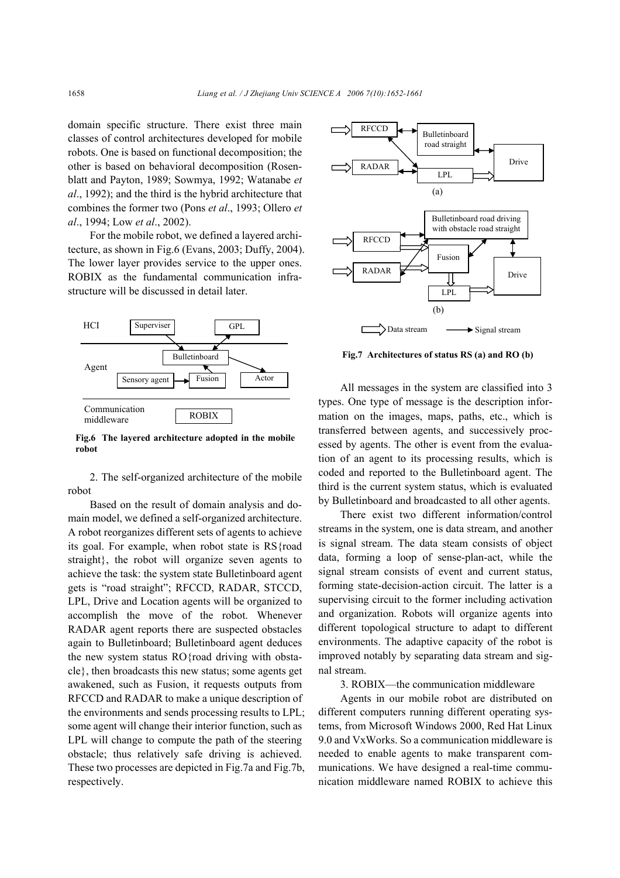domain specific structure. There exist three main classes of control architectures developed for mobile robots. One is based on functional decomposition; the other is based on behavioral decomposition (Rosenblatt and Payton, 1989; Sowmya, 1992; Watanabe *et al*., 1992); and the third is the hybrid architecture that combines the former two (Pons *et al*., 1993; Ollero *et al*., 1994; Low *et al*., 2002).

For the mobile robot, we defined a layered architecture, as shown in Fig.6 (Evans, 2003; Duffy, 2004). The lower layer provides service to the upper ones. ROBIX as the fundamental communication infrastructure will be discussed in detail later.

**Fig.6 The layered architecture adopted in the mobile robot**

2. The self-organized architecture of the mobile robot

Based on the result of domain analysis and domain model, we defined a self-organized architecture. A robot reorganizes different sets of agents to achieve its goal. For example, when robot state is RS{road straight}, the robot will organize seven agents to achieve the task: the system state Bulletinboard agent gets is "road straight"; RFCCD, RADAR, STCCD, LPL, Drive and Location agents will be organized to accomplish the move of the robot. Whenever RADAR agent reports there are suspected obstacles again to Bulletinboard; Bulletinboard agent deduces the new system status RO{road driving with obstacle}, then broadcasts this new status; some agents get awakened, such as Fusion, it requests outputs from RFCCD and RADAR to make a unique description of the environments and sends processing results to LPL; some agent will change their interior function, such as LPL will change to compute the path of the steering obstacle; thus relatively safe driving is achieved. These two processes are depicted in Fig.7a and Fig.7b, respectively.

**Fig.7 Architectures of status RS (a) and RO (b)**

All messages in the system are classified into 3 types. One type of message is the description information on the images, maps, paths, etc., which is transferred between agents, and successively processed by agents. The other is event from the evaluation of an agent to its processing results, which is coded and reported to the Bulletinboard agent. The third is the current system status, which is evaluated by Bulletinboard and broadcasted to all other agents.

There exist two different information/control streams in the system, one is data stream, and another is signal stream. The data steam consists of object data, forming a loop of sense-plan-act, while the signal stream consists of event and current status, forming state-decision-action circuit. The latter is a supervising circuit to the former including activation and organization. Robots will organize agents into different topological structure to adapt to different environments. The adaptive capacity of the robot is improved notably by separating data stream and signal stream.

3. ROBIX—the communication middleware

Agents in our mobile robot are distributed on different computers running different operating systems, from Microsoft Windows 2000, Red Hat Linux 9.0 and VxWorks. So a communication middleware is needed to enable agents to make transparent communications. We have designed a real-time communication middleware named ROBIX to achieve this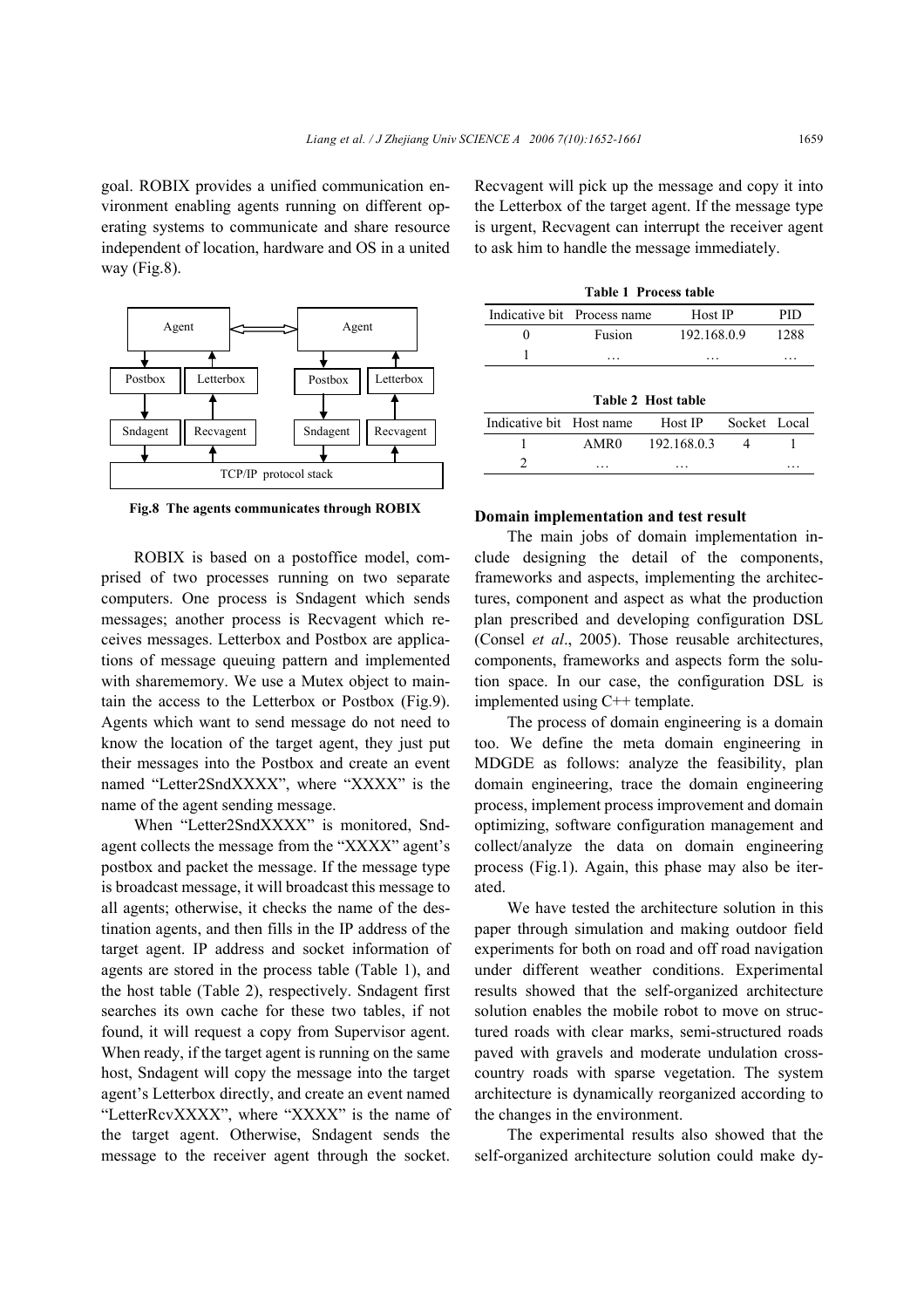goal. ROBIX provides a unified communication environment enabling agents running on different operating systems to communicate and share resource independent of location, hardware and OS in a united way (Fig.8).

Fig.8 The agents communicates through ROBIX

ROBIX is based on a postoffice model, comprised of two processes running on two separate computers. One process is Sndagent which sends messages; another process is Recvagent which receives messages. Letterbox and Postbox are applications of message queuing pattern and implemented with sharememory. We use a Mutex object to maintain the access to the Letterbox or Postbox (Fig.9). Agents which want to send message do not need to know the location of the target agent, they just put their messages into the Postbox and create an event named "Letter2SndXXXX", where "XXXX" is the name of the agent sending message.

When "Letter2SndXXXX" is monitored, Sndagent collects the message from the "XXXX" agent's postbox and packet the message. If the message type is broadcast message, it will broadcast this message to all agents; otherwise, it checks the name of the destination agents, and then fills in the IP address of the target agent. IP address and socket information of agents are stored in the process table (Table 1), and the host table (Table 2), respectively. Sndagent first searches its own cache for these two tables, if not found, it will request a copy from Supervisor agent. When ready, if the target agent is running on the same host, Sndagent will copy the message into the target agent's Letterbox directly, and create an event named "LetterRcvXXXX", where "XXXX" is the name of the target agent. Otherwise, Sndagent sends the message to the receiver agent through the socket. Recvagent will pick up the message and copy it into the Letterbox of the target agent. If the message type is urgent, Recvagent can interrupt the receiver agent to ask him to handle the message immediately.

**Table 1 Process table**

| Indicative bit | Process name | Host IP | PID |
|---|---|---|---|
| 0 | Fusion | 192.168.0.9 | 1288 |
| 1 | … | … | … |

**Table 2 Host table**

| Indicative bit | Host name | Host IP | Socket | Local |
|---|---|---|---|---|
| 1 | AMR0 | 192.168.0.3 | 4 | 1 |
| 2 | … | … | | … |

**Domain implementation and test result**

The main jobs of domain implementation include designing the detail of the components, frameworks and aspects, implementing the architectures, component and aspect as what the production plan prescribed and developing configuration DSL (Consel *et al*., 2005). Those reusable architectures, components, frameworks and aspects form the solution space. In our case, the configuration DSL is implemented using C++ template.

The process of domain engineering is a domain too. We define the meta domain engineering in MDGDE as follows: analyze the feasibility, plan domain engineering, trace the domain engineering process, implement process improvement and domain optimizing, software configuration management and collect/analyze the data on domain engineering process (Fig.1). Again, this phase may also be iterated.

We have tested the architecture solution in this paper through simulation and making outdoor field experiments for both on road and off road navigation under different weather conditions. Experimental results showed that the self-organized architecture solution enables the mobile robot to move on structured roads with clear marks, semi-structured roads paved with gravels and moderate undulation cross-country roads with sparse vegetation. The system architecture is dynamically reorganized according to the changes in the environment.

The experimental results also showed that the self-organized architecture solution could make dy-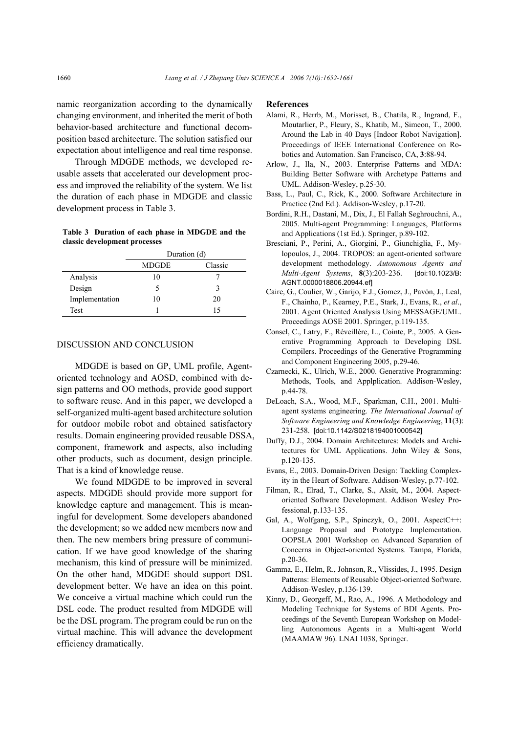namic reorganization according to the dynamically changing environment, and inherited the merit of both behavior-based architecture and functional decomposition based architecture. The solution satisfied our expectation about intelligence and real time response.

Through MDGDE methods, we developed reusable assets that accelerated our development process and improved the reliability of the system. We list the duration of each phase in MDGDE and classic development process in Table 3.

**Table 3 Duration of each phase in MDGDE and the classic development processes**

| | Duration (d) | |
|---|---|---|
| | MDGDE | Classic |
| Analysis | 10 | 7 |
| Design | 5 | 3 |
| Implementation | 10 | 20 |
| Test | 1 | 15 |

## DISCUSSION AND CONCLUSION

MDGDE is based on GP, UML profile, Agent-oriented technology and AOSD, combined with design patterns and OO methods, provide good support to software reuse. And in this paper, we developed a self-organized multi-agent based architecture solution for outdoor mobile robot and obtained satisfactory results. Domain engineering provided reusable DSSA, component, framework and aspects, also including other products, such as document, design principle. That is a kind of knowledge reuse.

We found MDGDE to be improved in several aspects. MDGDE should provide more support for knowledge capture and management. This is meaningful for development. Some developers abandoned the development; so we added new members now and then. The new members bring pressure of communication. If we have good knowledge of the sharing mechanism, this kind of pressure will be minimized. On the other hand, MDGDE should support DSL development better. We have an idea on this point. We conceive a virtual machine which could run the DSL code. The product resulted from MDGDE will be the DSL program. The program could be run on the virtual machine. This will advance the development efficiency dramatically.

## References

Alami, R., Herrb, M., Morisset, B., Chatila, R., Ingrand, F., Moutarlier, P., Fleury, S., Khatib, M., Simeon, T., 2000. Around the Lab in 40 Days [Indoor Robot Navigation]. Proceedings of IEEE International Conference on Robotics and Automation. San Francisco, CA, **3**:88-94.

Arlow, J., Ila, N., 2003. Enterprise Patterns and MDA: Building Better Software with Archetype Patterns and UML. Addison-Wesley, p.25-30.

Bass, L., Paul, C., Rick, K., 2000. Software Architecture in Practice (2nd Ed.). Addison-Wesley, p.17-20.

Bordini, R.H., Dastani, M., Dix, J., El Fallah Seghrouchni, A., 2005. Multi-agent Programming: Languages, Platforms and Applications (1st Ed.). Springer, p.89-102.

Bresciani, P., Perini, A., Giorgini, P., Giunchiglia, F., Mylopoulos, J., 2004. TROPOS: an agent-oriented software development methodology. *Autonomous Agents and Multi-Agent Systems*, **8**(3):203-236. [doi:10.1023/B:AGNT.0000018806.20944.ef]

Caire, G., Coulier, W., Garijo, F.J., Gomez, J., Pavón, J., Leal, F., Chainho, P., Kearney, P.E., Stark, J., Evans, R., *et al*., 2001. Agent Oriented Analysis Using MESSAGE/UML. Proceedings AOSE 2001. Springer, p.119-135.

Consel, C., Latry, F., Réveillère, L., Cointe, P., 2005. A Generative Programming Approach to Developing DSL Compilers. Proceedings of the Generative Programming and Component Engineering 2005, p.29-46.

Czarnecki, K., Ulrich, W.E., 2000. Generative Programming: Methods, Tools, and Applplication. Addison-Wesley, p.44-78.

DeLoach, S.A., Wood, M.F., Sparkman, C.H., 2001. Multiagent systems engineering. *The International Journal of Software Engineering and Knowledge Engineering*, **11**(3): 231-258. [doi:10.1142/S0218194001000542]

Duffy, D.J., 2004. Domain Architectures: Models and Architectures for UML Applications. John Wiley & Sons, p.120-135.

Evans, E., 2003. Domain-Driven Design: Tackling Complexity in the Heart of Software. Addison-Wesley, p.77-102.

Filman, R., Elrad, T., Clarke, S., Aksit, M., 2004. Aspect-oriented Software Development. Addison Wesley Professional, p.133-135.

Gal, A., Wolfgang, S.P., Spinczyk, O., 2001. AspectC++: Language Proposal and Prototype Implementation. OOPSLA 2001 Workshop on Advanced Separation of Concerns in Object-oriented Systems. Tampa, Florida, p.20-36.

Gamma, E., Helm, R., Johnson, R., Vlissides, J., 1995. Design Patterns: Elements of Reusable Object-oriented Software. Addison-Wesley, p.136-139.

Kinny, D., Georgeff, M., Rao, A., 1996. A Methodology and Modeling Technique for Systems of BDI Agents. Proceedings of the Seventh European Workshop on Modelling Autonomous Agents in a Multi-agent World (MAAMAW 96). LNAI 1038, Springer.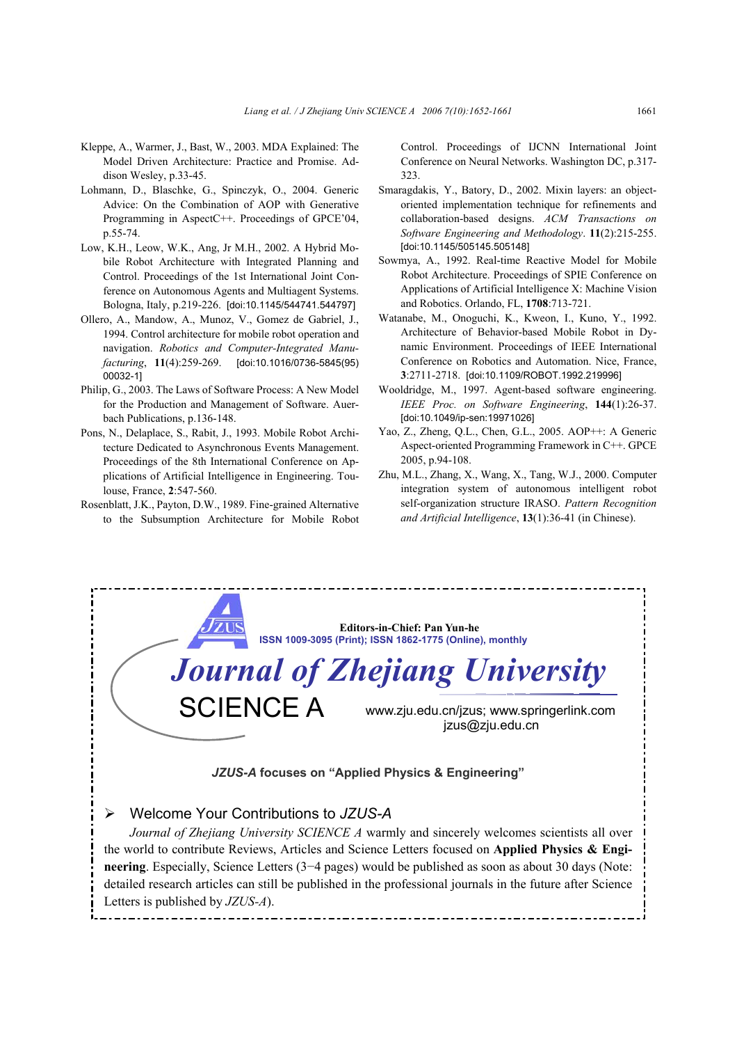Kleppe, A., Warmer, J., Bast, W., 2003. MDA Explained: The Model Driven Architecture: Practice and Promise. Addison Wesley, p.33-45.

Lohmann, D., Blaschke, G., Spinczyk, O., 2004. Generic Advice: On the Combination of AOP with Generative Programming in AspectC++. Proceedings of GPCE'04, p.55-74.

Low, K.H., Leow, W.K., Ang, Jr M.H., 2002. A Hybrid Mobile Robot Architecture with Integrated Planning and Control. Proceedings of the 1st International Joint Conference on Autonomous Agents and Multiagent Systems. Bologna, Italy, p.219-226. [doi:10.1145/544741.544797]

Ollero, A., Mandow, A., Munoz, V., Gomez de Gabriel, J., 1994. Control architecture for mobile robot operation and navigation. *Robotics and Computer-Integrated Manufacturing*, **11**(4):259-269. [doi:10.1016/0736-5845(95)00032-1]

Philip, G., 2003. The Laws of Software Process: A New Model for the Production and Management of Software. Auerbach Publications, p.136-148.

Pons, N., Delaplace, S., Rabit, J., 1993. Mobile Robot Architecture Dedicated to Asynchronous Events Management. Proceedings of the 8th International Conference on Applications of Artificial Intelligence in Engineering. Toulouse, France, **2**:547-560.

Rosenblatt, J.K., Payton, D.W., 1989. Fine-grained Alternative to the Subsumption Architecture for Mobile Robot Control. Proceedings of IJCNN International Joint Conference on Neural Networks. Washington DC, p.317-323.

Smaragdakis, Y., Batory, D., 2002. Mixin layers: an object-oriented implementation technique for refinements and collaboration-based designs. *ACM Transactions on Software Engineering and Methodology*. **11**(2):215-255. [doi:10.1145/505145.505148]

Sowmya, A., 1992. Real-time Reactive Model for Mobile Robot Architecture. Proceedings of SPIE Conference on Applications of Artificial Intelligence X: Machine Vision and Robotics. Orlando, FL, **1708**:713-721.

Watanabe, M., Onoguchi, K., Kweon, I., Kuno, Y., 1992. Architecture of Behavior-based Mobile Robot in Dynamic Environment. Proceedings of IEEE International Conference on Robotics and Automation. Nice, France, **3**:2711-2718. [doi:10.1109/ROBOT.1992.219996]

Wooldridge, M., 1997. Agent-based software engineering. *IEEE Proc. on Software Engineering*, **144**(1):26-37. [doi:10.1049/ip-sen:19971026]

Yao, Z., Zheng, Q.L., Chen, G.L., 2005. AOP++: A Generic Aspect-oriented Programming Framework in C++. GPCE 2005, p.94-108.

Zhu, M.L., Zhang, X., Wang, X., Tang, W.J., 2000. Computer integration system of autonomous intelligent robot self-organization structure IRASO. *Pattern Recognition and Artificial Intelligence*, **13**(1):36-41 (in Chinese).

---

JZUS

**Editors-in-Chief: Pan Yun-he**

**ISSN 1009-3095 (Print); ISSN 1862-1775 (Online), monthly**

# *Journal of Zhejiang University*

SCIENCE A

www.zju.edu.cn/jzus; www.springerlink.com

jzus@zju.edu.cn

***JZUS-A*** **focuses on "Applied Physics & Engineering"**

➢ Welcome Your Contributions to *JZUS-A*

*Journal of Zhejiang University SCIENCE A* warmly and sincerely welcomes scientists all over the world to contribute Reviews, Articles and Science Letters focused on **Applied Physics & Engineering**. Especially, Science Letters (3−4 pages) would be published as soon as about 30 days (Note: detailed research articles can still be published in the professional journals in the future after Science Letters is published by *JZUS-A*).